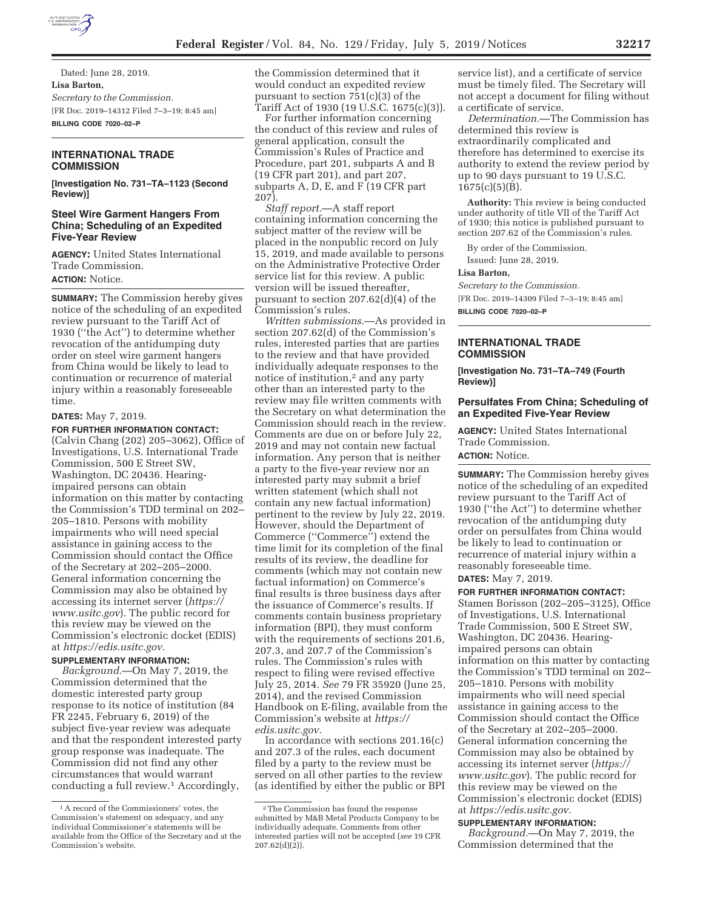Dated: June 28, 2019.

**Lisa Barton,**

*Secretary to the Commission.*

[FR Doc. 2019–14312 Filed 7–3–19; 8:45 am]

**BILLING CODE 7020–02–P**

## INTERNATIONAL TRADE COMMISSION

**[Investigation No. 731–TA–1123 (Second Review)]**

### Steel Wire Garment Hangers From China; Scheduling of an Expedited Five-Year Review

**AGENCY:** United States International Trade Commission.

**ACTION:** Notice.

**SUMMARY:** The Commission hereby gives notice of the scheduling of an expedited review pursuant to the Tariff Act of 1930 (''the Act'') to determine whether revocation of the antidumping duty order on steel wire garment hangers from China would be likely to lead to continuation or recurrence of material injury within a reasonably foreseeable time.

**DATES:** May 7, 2019.

**FOR FURTHER INFORMATION CONTACT:** (Calvin Chang (202) 205–3062), Office of Investigations, U.S. International Trade Commission, 500 E Street SW, Washington, DC 20436. Hearing-impaired persons can obtain information on this matter by contacting the Commission's TDD terminal on 202–205–1810. Persons with mobility impairments who will need special assistance in gaining access to the Commission should contact the Office of the Secretary at 202–205–2000. General information concerning the Commission may also be obtained by accessing its internet server (*https://www.usitc.gov*). The public record for this review may be viewed on the Commission's electronic docket (EDIS) at *https://edis.usitc.gov.*

**SUPPLEMENTARY INFORMATION:**

*Background.*—On May 7, 2019, the Commission determined that the domestic interested party group response to its notice of institution (84 FR 2245, February 6, 2019) of the subject five-year review was adequate and that the respondent interested party group response was inadequate. The Commission did not find any other circumstances that would warrant conducting a full review.[1] Accordingly, the Commission determined that it would conduct an expedited review pursuant to section 751(c)(3) of the Tariff Act of 1930 (19 U.S.C. 1675(c)(3)).

For further information concerning the conduct of this review and rules of general application, consult the Commission's Rules of Practice and Procedure, part 201, subparts A and B (19 CFR part 201), and part 207, subparts A, D, E, and F (19 CFR part 207).

*Staff report.*—A staff report containing information concerning the subject matter of the review will be placed in the nonpublic record on July 15, 2019, and made available to persons on the Administrative Protective Order service list for this review. A public version will be issued thereafter, pursuant to section 207.62(d)(4) of the Commission's rules.

*Written submissions.*—As provided in section 207.62(d) of the Commission's rules, interested parties that are parties to the review and that have provided individually adequate responses to the notice of institution,[2] and any party other than an interested party to the review may file written comments with the Secretary on what determination the Commission should reach in the review. Comments are due on or before July 22, 2019 and may not contain new factual information. Any person that is neither a party to the five-year review nor an interested party may submit a brief written statement (which shall not contain any new factual information) pertinent to the review by July 22, 2019. However, should the Department of Commerce (''Commerce'') extend the time limit for its completion of the final results of its review, the deadline for comments (which may not contain new factual information) on Commerce's final results is three business days after the issuance of Commerce's results. If comments contain business proprietary information (BPI), they must conform with the requirements of sections 201.6, 207.3, and 207.7 of the Commission's rules. The Commission's rules with respect to filing were revised effective July 25, 2014. *See* 79 FR 35920 (June 25, 2014), and the revised Commission Handbook on E-filing, available from the Commission's website at *https://edis.usitc.gov.*

In accordance with sections 201.16(c) and 207.3 of the rules, each document filed by a party to the review must be served on all other parties to the review (as identified by either the public or BPI service list), and a certificate of service must be timely filed. The Secretary will not accept a document for filing without a certificate of service.

*Determination.*—The Commission has determined this review is extraordinarily complicated and therefore has determined to exercise its authority to extend the review period by up to 90 days pursuant to 19 U.S.C. 1675(c)(5)(B).

**Authority:** This review is being conducted under authority of title VII of the Tariff Act of 1930; this notice is published pursuant to section 207.62 of the Commission's rules.

By order of the Commission.

Issued: June 28, 2019.

**Lisa Barton,**

*Secretary to the Commission.*

[FR Doc. 2019–14309 Filed 7–3–19; 8:45 am]

**BILLING CODE 7020–02–P**

[1] A record of the Commissioners' votes, the Commission's statement on adequacy, and any individual Commissioner's statements will be available from the Office of the Secretary and at the Commission's website.

[2] The Commission has found the response submitted by M&B Metal Products Company to be individually adequate. Comments from other interested parties will not be accepted (*see* 19 CFR 207.62(d)(2)).

## INTERNATIONAL TRADE COMMISSION

**[Investigation No. 731–TA–749 (Fourth Review)]**

### Persulfates From China; Scheduling of an Expedited Five-Year Review

**AGENCY:** United States International Trade Commission.

**ACTION:** Notice.

**SUMMARY:** The Commission hereby gives notice of the scheduling of an expedited review pursuant to the Tariff Act of 1930 (''the Act'') to determine whether revocation of the antidumping duty order on persulfates from China would be likely to lead to continuation or recurrence of material injury within a reasonably foreseeable time.

**DATES:** May 7, 2019.

**FOR FURTHER INFORMATION CONTACT:** Stamen Borisson (202–205–3125), Office of Investigations, U.S. International Trade Commission, 500 E Street SW, Washington, DC 20436. Hearing-impaired persons can obtain information on this matter by contacting the Commission's TDD terminal on 202–205–1810. Persons with mobility impairments who will need special assistance in gaining access to the Commission should contact the Office of the Secretary at 202–205–2000. General information concerning the Commission may also be obtained by accessing its internet server (*https://www.usitc.gov*). The public record for this review may be viewed on the Commission's electronic docket (EDIS) at *https://edis.usitc.gov.*

**SUPPLEMENTARY INFORMATION:**

*Background.*—On May 7, 2019, the Commission determined that the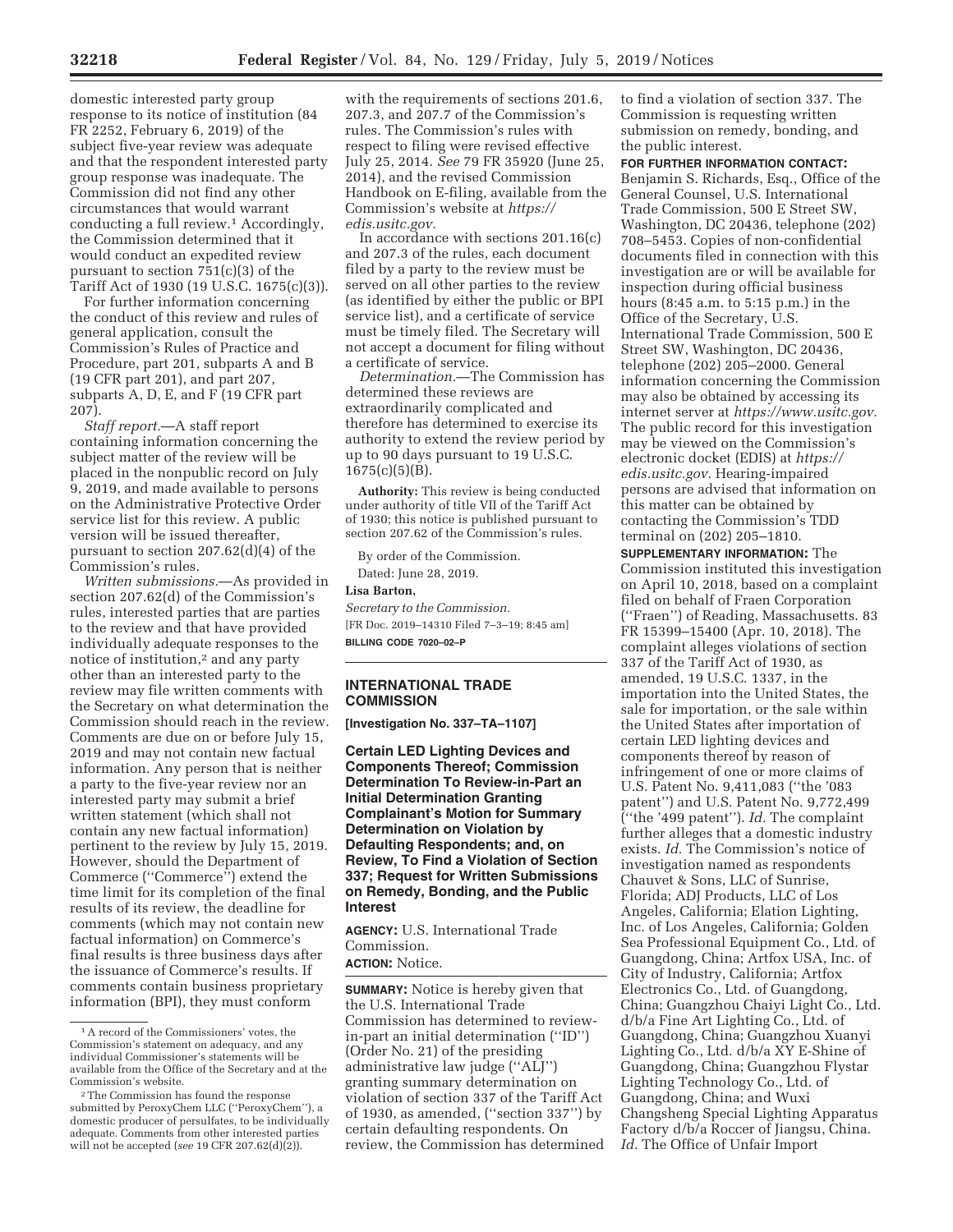domestic interested party group response to its notice of institution (84 FR 2252, February 6, 2019) of the subject five-year review was adequate and that the respondent interested party group response was inadequate. The Commission did not find any other circumstances that would warrant conducting a full review.[1] Accordingly, the Commission determined that it would conduct an expedited review pursuant to section 751(c)(3) of the Tariff Act of 1930 (19 U.S.C. 1675(c)(3)).

For further information concerning the conduct of this review and rules of general application, consult the Commission's Rules of Practice and Procedure, part 201, subparts A and B (19 CFR part 201), and part 207, subparts A, D, E, and F (19 CFR part 207).

*Staff report.*—A staff report containing information concerning the subject matter of the review will be placed in the nonpublic record on July 9, 2019, and made available to persons on the Administrative Protective Order service list for this review. A public version will be issued thereafter, pursuant to section 207.62(d)(4) of the Commission's rules.

*Written submissions.*—As provided in section 207.62(d) of the Commission's rules, interested parties that are parties to the review and that have provided individually adequate responses to the notice of institution,[2] and any party other than an interested party to the review may file written comments with the Secretary on what determination the Commission should reach in the review. Comments are due on or before July 15, 2019 and may not contain new factual information. Any person that is neither a party to the five-year review nor an interested party may submit a brief written statement (which shall not contain any new factual information) pertinent to the review by July 15, 2019. However, should the Department of Commerce (''Commerce'') extend the time limit for its completion of the final results of its review, the deadline for comments (which may not contain new factual information) on Commerce's final results is three business days after the issuance of Commerce's results. If comments contain business proprietary information (BPI), they must conform with the requirements of sections 201.6, 207.3, and 207.7 of the Commission's rules. The Commission's rules with respect to filing were revised effective July 25, 2014. *See* 79 FR 35920 (June 25, 2014), and the revised Commission Handbook on E-filing, available from the Commission's website at *https://edis.usitc.gov.*

In accordance with sections 201.16(c) and 207.3 of the rules, each document filed by a party to the review must be served on all other parties to the review (as identified by either the public or BPI service list), and a certificate of service must be timely filed. The Secretary will not accept a document for filing without a certificate of service.

*Determination.*—The Commission has determined these reviews are extraordinarily complicated and therefore has determined to exercise its authority to extend the review period by up to 90 days pursuant to 19 U.S.C. 1675(c)(5)(B).

**Authority:** This review is being conducted under authority of title VII of the Tariff Act of 1930; this notice is published pursuant to section 207.62 of the Commission's rules.

By order of the Commission.

Dated: June 28, 2019.

**Lisa Barton,**

*Secretary to the Commission.*

[FR Doc. 2019–14310 Filed 7–3–19; 8:45 am]

**BILLING CODE 7020–02–P**

[1] A record of the Commissioners' votes, the Commission's statement on adequacy, and any individual Commissioner's statements will be available from the Office of the Secretary and at the Commission's website.

[2] The Commission has found the response submitted by PeroxyChem LLC (''PeroxyChem''), a domestic producer of persulfates, to be individually adequate. Comments from other interested parties will not be accepted (*see* 19 CFR 207.62(d)(2)).

---

## INTERNATIONAL TRADE COMMISSION

**[Investigation No. 337–TA–1107]**

### Certain LED Lighting Devices and Components Thereof; Commission Determination To Review-in-Part an Initial Determination Granting Complainant's Motion for Summary Determination on Violation by Defaulting Respondents; and, on Review, To Find a Violation of Section 337; Request for Written Submissions on Remedy, Bonding, and the Public Interest

**AGENCY:** U.S. International Trade Commission.

**ACTION:** Notice.

**SUMMARY:** Notice is hereby given that the U.S. International Trade Commission has determined to review-in-part an initial determination (''ID'') (Order No. 21) of the presiding administrative law judge (''ALJ'') granting summary determination on violation of section 337 of the Tariff Act of 1930, as amended, (''section 337'') by certain defaulting respondents. On review, the Commission has determined to find a violation of section 337. The Commission is requesting written submission on remedy, bonding, and the public interest.

**FOR FURTHER INFORMATION CONTACT:** Benjamin S. Richards, Esq., Office of the General Counsel, U.S. International Trade Commission, 500 E Street SW, Washington, DC 20436, telephone (202) 708–5453. Copies of non-confidential documents filed in connection with this investigation are or will be available for inspection during official business hours (8:45 a.m. to 5:15 p.m.) in the Office of the Secretary, U.S. International Trade Commission, 500 E Street SW, Washington, DC 20436, telephone (202) 205–2000. General information concerning the Commission may also be obtained by accessing its internet server at *https://www.usitc.gov.* The public record for this investigation may be viewed on the Commission's electronic docket (EDIS) at *https://edis.usitc.gov.* Hearing-impaired persons are advised that information on this matter can be obtained by contacting the Commission's TDD terminal on (202) 205–1810.

**SUPPLEMENTARY INFORMATION:** The Commission instituted this investigation on April 10, 2018, based on a complaint filed on behalf of Fraen Corporation (''Fraen'') of Reading, Massachusetts. 83 FR 15399–15400 (Apr. 10, 2018). The complaint alleges violations of section 337 of the Tariff Act of 1930, as amended, 19 U.S.C. 1337, in the importation into the United States, the sale for importation, or the sale within the United States after importation of certain LED lighting devices and components thereof by reason of infringement of one or more claims of U.S. Patent No. 9,411,083 (''the '083 patent'') and U.S. Patent No. 9,772,499 (''the '499 patent''). *Id.* The complaint further alleges that a domestic industry exists. *Id.* The Commission's notice of investigation named as respondents Chauvet & Sons, LLC of Sunrise, Florida; ADJ Products, LLC of Los Angeles, California; Elation Lighting, Inc. of Los Angeles, California; Golden Sea Professional Equipment Co., Ltd. of Guangdong, China; Artfox USA, Inc. of City of Industry, California; Artfox Electronics Co., Ltd. of Guangdong, China; Guangzhou Chaiyi Light Co., Ltd. d/b/a Fine Art Lighting Co., Ltd. of Guangdong, China; Guangzhou Xuanyi Lighting Co., Ltd. d/b/a XY E-Shine of Guangdong, China; Guangzhou Flystar Lighting Technology Co., Ltd. of Guangdong, China; and Wuxi Changsheng Special Lighting Apparatus Factory d/b/a Roccer of Jiangsu, China. *Id.* The Office of Unfair Import